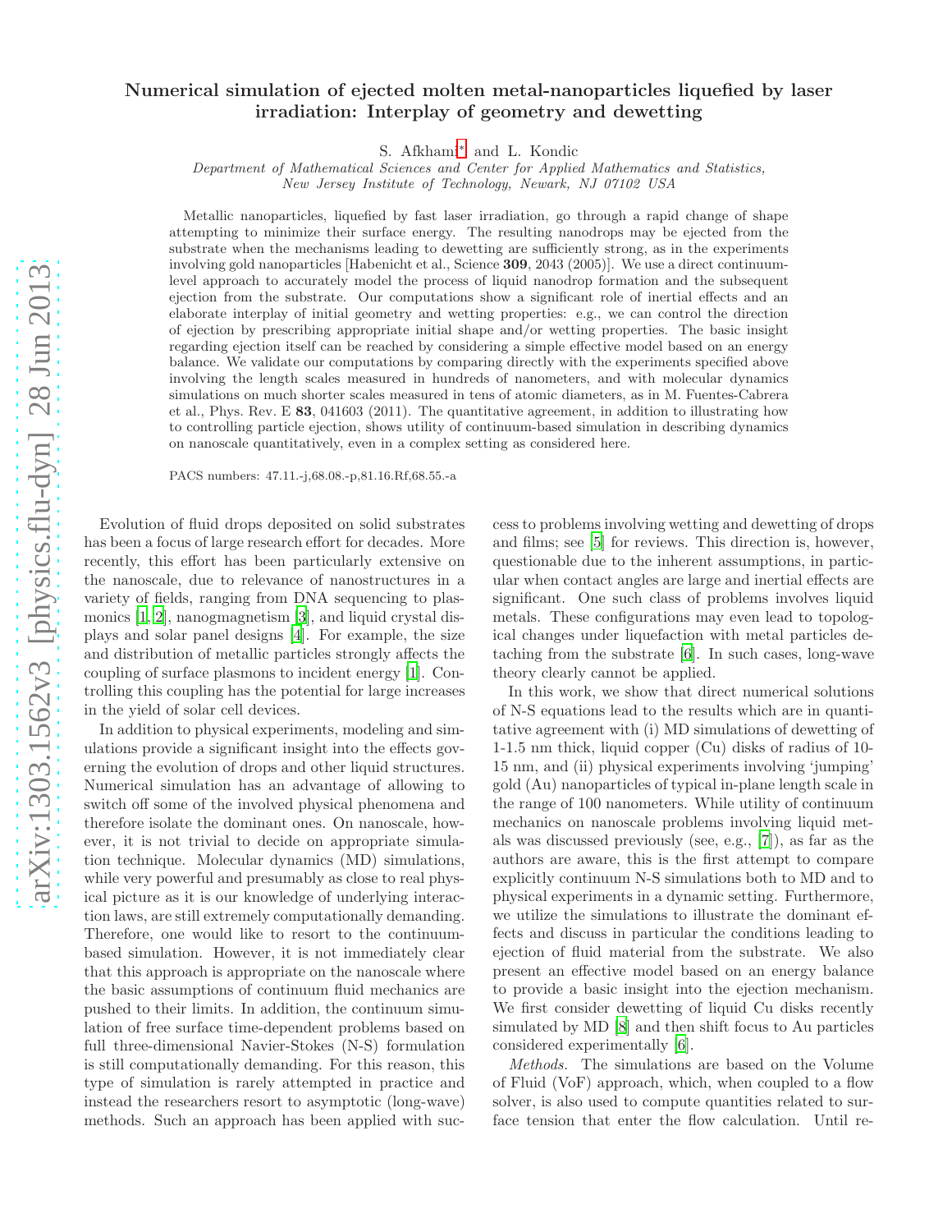# Numerical simulation of ejected molten metal-nanoparticles liquefied by laser irradiation: Interplay of geometry and dewetting

S. Afkhami[*] and L. Kondic

*Department of Mathematical Sciences and Center for Applied Mathematics and Statistics, New Jersey Institute of Technology, Newark, NJ 07102 USA*

Metallic nanoparticles, liquefied by fast laser irradiation, go through a rapid change of shape attempting to minimize their surface energy. The resulting nanodrops may be ejected from the substrate when the mechanisms leading to dewetting are sufficiently strong, as in the experiments involving gold nanoparticles [Habenicht et al., Science **309**, 2043 (2005)]. We use a direct continuum-level approach to accurately model the process of liquid nanodrop formation and the subsequent ejection from the substrate. Our computations show a significant role of inertial effects and an elaborate interplay of initial geometry and wetting properties: e.g., we can control the direction of ejection by prescribing appropriate initial shape and/or wetting properties. The basic insight regarding ejection itself can be reached by considering a simple effective model based on an energy balance. We validate our computations by comparing directly with the experiments specified above involving the length scales measured in hundreds of nanometers, and with molecular dynamics simulations on much shorter scales measured in tens of atomic diameters, as in M. Fuentes-Cabrera et al., Phys. Rev. E **83**, 041603 (2011). The quantitative agreement, in addition to illustrating how to controlling particle ejection, shows utility of continuum-based simulation in describing dynamics on nanoscale quantitatively, even in a complex setting as considered here.

PACS numbers: 47.11.-j,68.08.-p,81.16.Rf,68.55.-a

Evolution of fluid drops deposited on solid substrates has been a focus of large research effort for decades. More recently, this effort has been particularly extensive on the nanoscale, due to relevance of nanostructures in a variety of fields, ranging from DNA sequencing to plasmonics [1, 2], nanogmagnetism [3], and liquid crystal displays and solar panel designs [4]. For example, the size and distribution of metallic particles strongly affects the coupling of surface plasmons to incident energy [1]. Controlling this coupling has the potential for large increases in the yield of solar cell devices.

In addition to physical experiments, modeling and simulations provide a significant insight into the effects governing the evolution of drops and other liquid structures. Numerical simulation has an advantage of allowing to switch off some of the involved physical phenomena and therefore isolate the dominant ones. On nanoscale, however, it is not trivial to decide on appropriate simulation technique. Molecular dynamics (MD) simulations, while very powerful and presumably as close to real physical picture as it is our knowledge of underlying interaction laws, are still extremely computationally demanding. Therefore, one would like to resort to the continuum-based simulation. However, it is not immediately clear that this approach is appropriate on the nanoscale where the basic assumptions of continuum fluid mechanics are pushed to their limits. In addition, the continuum simulation of free surface time-dependent problems based on full three-dimensional Navier-Stokes (N-S) formulation is still computationally demanding. For this reason, this type of simulation is rarely attempted in practice and instead the researchers resort to asymptotic (long-wave) methods. Such an approach has been applied with success to problems involving wetting and dewetting of drops and films; see [5] for reviews. This direction is, however, questionable due to the inherent assumptions, in particular when contact angles are large and inertial effects are significant. One such class of problems involves liquid metals. These configurations may even lead to topological changes under liquefaction with metal particles detaching from the substrate [6]. In such cases, long-wave theory clearly cannot be applied.

In this work, we show that direct numerical solutions of N-S equations lead to the results which are in quantitative agreement with (i) MD simulations of dewetting of 1-1.5 nm thick, liquid copper (Cu) disks of radius of 10-15 nm, and (ii) physical experiments involving 'jumping' gold (Au) nanoparticles of typical in-plane length scale in the range of 100 nanometers. While utility of continuum mechanics on nanoscale problems involving liquid metals was discussed previously (see, e.g., [7]), as far as the authors are aware, this is the first attempt to compare explicitly continuum N-S simulations both to MD and to physical experiments in a dynamic setting. Furthermore, we utilize the simulations to illustrate the dominant effects and discuss in particular the conditions leading to ejection of fluid material from the substrate. We also present an effective model based on an energy balance to provide a basic insight into the ejection mechanism. We first consider dewetting of liquid Cu disks recently simulated by MD [8] and then shift focus to Au particles considered experimentally [6].

*Methods.* The simulations are based on the Volume of Fluid (VoF) approach, which, when coupled to a flow solver, is also used to compute quantities related to surface tension that enter the flow calculation. Until re-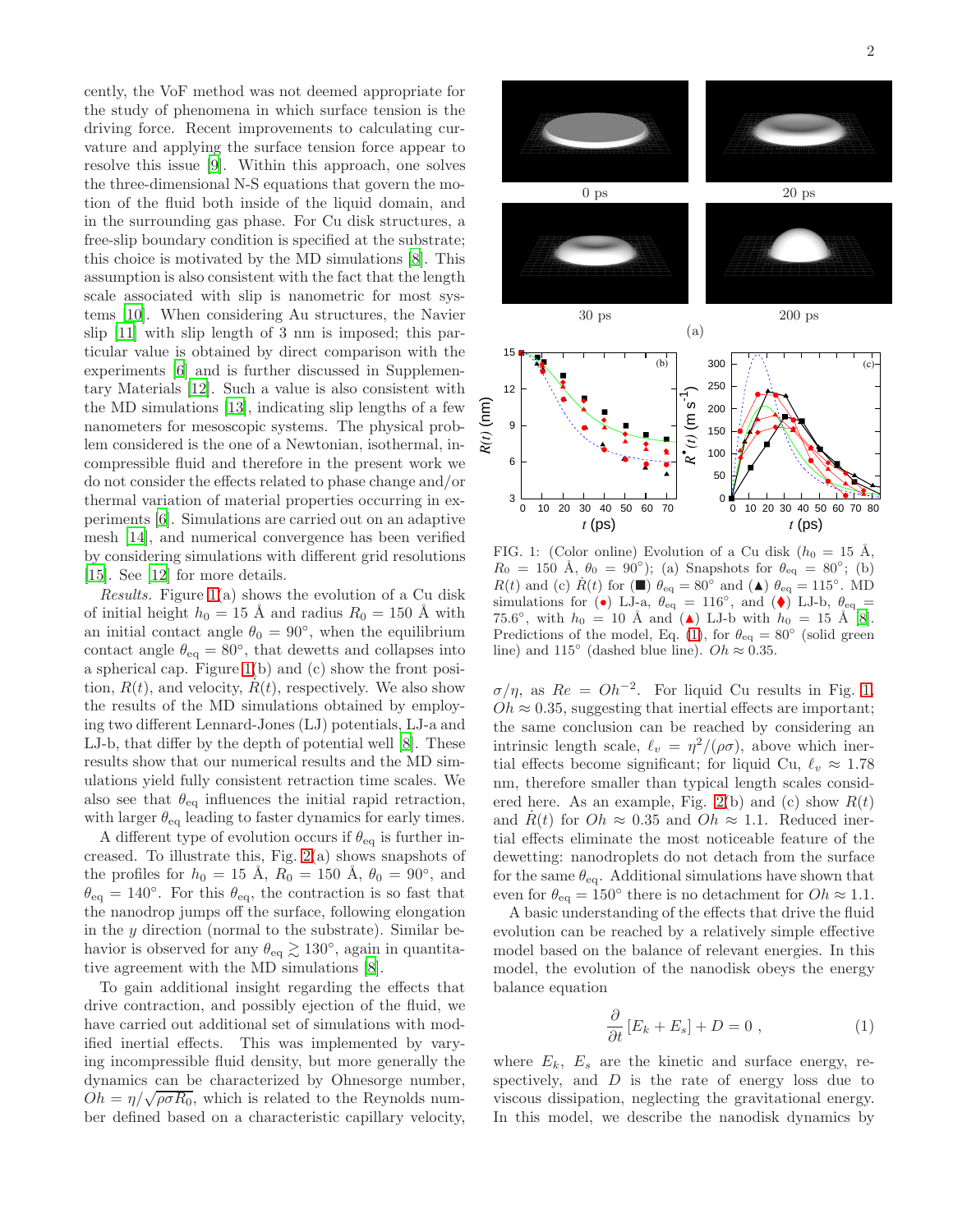cently, the VoF method was not deemed appropriate for the study of phenomena in which surface tension is the driving force. Recent improvements to calculating curvature and applying the surface tension force appear to resolve this issue [9]. Within this approach, one solves the three-dimensional N-S equations that govern the motion of the fluid both inside of the liquid domain, and in the surrounding gas phase. For Cu disk structures, a free-slip boundary condition is specified at the substrate; this choice is motivated by the MD simulations [8]. This assumption is also consistent with the fact that the length scale associated with slip is nanometric for most systems [10]. When considering Au structures, the Navier slip [11] with slip length of 3 nm is imposed; this particular value is obtained by direct comparison with the experiments [6] and is further discussed in Supplementary Materials [12]. Such a value is also consistent with the MD simulations [13], indicating slip lengths of a few nanometers for mesoscopic systems. The physical problem considered is the one of a Newtonian, isothermal, incompressible fluid and therefore in the present work we do not consider the effects related to phase change and/or thermal variation of material properties occurring in experiments [6]. Simulations are carried out on an adaptive mesh [14], and numerical convergence has been verified by considering simulations with different grid resolutions [15]. See [12] for more details.

*Results.* Figure 1(a) shows the evolution of a Cu disk of initial height $h_0 = 15$ Å and radius $R_0 = 150$ Å with an initial contact angle $\theta_0 = 90°$, when the equilibrium contact angle $\theta_{\rm eq} = 80°$, that dewetts and collapses into a spherical cap. Figure 1(b) and (c) show the front position, $R(t)$, and velocity, $\dot{R}(t)$, respectively. We also show the results of the MD simulations obtained by employing two different Lennard-Jones (LJ) potentials, LJ-a and LJ-b, that differ by the depth of potential well [8]. These results show that our numerical results and the MD simulations yield fully consistent retraction time scales. We also see that $\theta_{\rm eq}$ influences the initial rapid retraction, with larger $\theta_{\rm eq}$ leading to faster dynamics for early times.

A different type of evolution occurs if $\theta_{\rm eq}$ is further increased. To illustrate this, Fig. 2(a) shows snapshots of the profiles for $h_0 = 15$ Å, $R_0 = 150$ Å, $\theta_0 = 90°$, and $\theta_{\rm eq} = 140°$. For this $\theta_{\rm eq}$, the contraction is so fast that the nanodrop jumps off the surface, following elongation in the $y$ direction (normal to the substrate). Similar behavior is observed for any $\theta_{\rm eq} \gtrsim 130°$, again in quantitative agreement with the MD simulations [8].

To gain additional insight regarding the effects that drive contraction, and possibly ejection of the fluid, we have carried out additional set of simulations with modified inertial effects. This was implemented by varying incompressible fluid density, but more generally the dynamics can be characterized by Ohnesorge number, $Oh = \eta/\sqrt{\rho\sigma R_0}$, which is related to the Reynolds number defined based on a characteristic capillary velocity,

0 ps
20 ps
30 ps
200 ps
(a)

(b)
15
12
9
6
3
$R(t)$ (nm)
0 10 20 30 40 50 60 70
$t$ (ps)

(c)
300
250
200
150
100
50
0
$\dot{R}(t)$ (m s$^{-1}$)
0 10 20 30 40 50 60 70 80
$t$ (ps)

FIG. 1: (Color online) Evolution of a Cu disk ($h_0 = 15$ Å, $R_0 = 150$ Å, $\theta_0 = 90°$); (a) Snapshots for $\theta_{\rm eq} = 80°$; (b) $R(t)$ and (c) $\dot{R}(t)$ for (■) $\theta_{\rm eq} = 80°$ and (▲) $\theta_{\rm eq} = 115°$. MD simulations for (●) LJ-a, $\theta_{\rm eq} = 116°$, and (♦) LJ-b, $\theta_{\rm eq} = 75.6°$, with $h_0 = 10$ Å and (▲) LJ-b with $h_0 = 15$ Å [8]. Predictions of the model, Eq. (1), for $\theta_{\rm eq} = 80°$ (solid green line) and 115° (dashed blue line). $Oh \approx 0.35$.

$\sigma/\eta$, as $Re = Oh^{-2}$. For liquid Cu results in Fig. 1, $Oh \approx 0.35$, suggesting that inertial effects are important; the same conclusion can be reached by considering an intrinsic length scale, $\ell_v = \eta^2/(\rho\sigma)$, above which inertial effects become significant; for liquid Cu, $\ell_v \approx 1.78$ nm, therefore smaller than typical length scales considered here. As an example, Fig. 2(b) and (c) show $R(t)$ and $\dot{R}(t)$ for $Oh \approx 0.35$ and $Oh \approx 1.1$. Reduced inertial effects eliminate the most noticeable feature of the dewetting: nanodroplets do not detach from the surface for the same $\theta_{\rm eq}$. Additional simulations have shown that even for $\theta_{\rm eq} = 150°$ there is no detachment for $Oh \approx 1.1$.

A basic understanding of the effects that drive the fluid evolution can be reached by a relatively simple effective model based on the balance of relevant energies. In this model, the evolution of the nanodisk obeys the energy balance equation

$$\frac{\partial}{\partial t}\left[E_k + E_s\right] + D = 0 \;, \tag{1}$$

where $E_k$, $E_s$ are the kinetic and surface energy, respectively, and $D$ is the rate of energy loss due to viscous dissipation, neglecting the gravitational energy. In this model, we describe the nanodisk dynamics by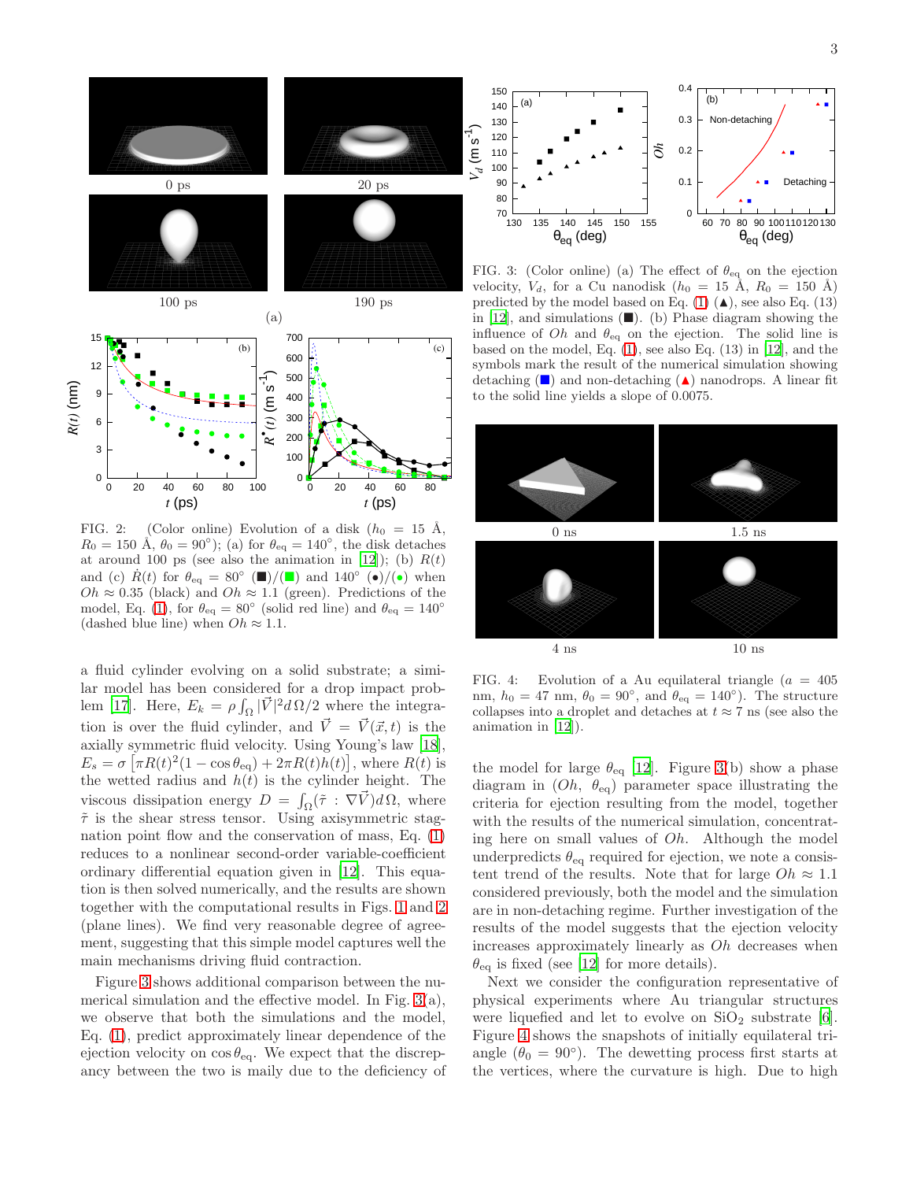0 ps

20 ps

100 ps

190 ps

(a)

15
12
9
6
3
0
$R(t)$ (nm)
0 20 40 60 80 100
$t$ (ps)
(b)

700
600
500
400
300
200
100
0
$\dot{R}(t)$ (m s$^{-1}$)
0 20 40 60 80
$t$ (ps)
(c)

FIG. 2: (Color online) Evolution of a disk ($h_0$ = 15 Å, $R_0$ = 150 Å, $\theta_0 = 90°$); (a) for $\theta_{eq} = 140°$, the disk detaches at around 100 ps (see also the animation in [12]); (b) $R(t)$ and (c) $\dot{R}(t)$ for $\theta_{eq} = 80°$ (■)/(■) and 140° (●)/(●) when $Oh \approx 0.35$ (black) and $Oh \approx 1.1$ (green). Predictions of the model, Eq. (1), for $\theta_{eq} = 80°$ (solid red line) and $\theta_{eq} = 140°$ (dashed blue line) when $Oh \approx 1.1$.

a fluid cylinder evolving on a solid substrate; a similar model has been considered for a drop impact problem [17]. Here, $E_k = \rho \int_\Omega |\vec{V}|^2 d\Omega/2$ where the integration is over the fluid cylinder, and $\vec{V} = \vec{V}(\vec{x}, t)$ is the axially symmetric fluid velocity. Using Young's law [18], $E_s = \sigma \left[\pi R(t)^2 (1 - \cos\theta_{eq}) + 2\pi R(t) h(t)\right]$, where $R(t)$ is the wetted radius and $h(t)$ is the cylinder height. The viscous dissipation energy $D = \int_\Omega (\tilde{\tau} : \nabla\vec{V}) d\Omega$, where $\tilde{\tau}$ is the shear stress tensor. Using axisymmetric stagnation point flow and the conservation of mass, Eq. (1) reduces to a nonlinear second-order variable-coefficient ordinary differential equation given in [12]. This equation is then solved numerically, and the results are shown together with the computational results in Figs. 1 and 2 (plane lines). We find very reasonable degree of agreement, suggesting that this simple model captures well the main mechanisms driving fluid contraction.

Figure 3 shows additional comparison between the numerical simulation and the effective model. In Fig. 3(a), we observe that both the simulations and the model, Eq. (1), predict approximately linear dependence of the ejection velocity on $\cos\theta_{eq}$. We expect that the discrepancy between the two is maily due to the deficiency of

150
140
130
120
110
100
90
80
70
$V_d$ (m s$^{-1}$)
130 135 140 145 150 155
$\theta_{eq}$ (deg)
(a)

0.4
0.3
0.2
0.1
0
$Oh$
60 70 80 90 100 110 120 130
$\theta_{eq}$ (deg)
(b)
Non-detaching
Detaching

FIG. 3: (Color online) (a) The effect of $\theta_{eq}$ on the ejection velocity, $V_d$, for a Cu nanodisk ($h_0$ = 15 Å, $R_0$ = 150 Å) predicted by the model based on Eq. (1) (▲), see also Eq. (13) in [12], and simulations (■). (b) Phase diagram showing the influence of $Oh$ and $\theta_{eq}$ on the ejection. The solid line is based on the model, Eq. (1), see also Eq. (13) in [12], and the symbols mark the result of the numerical simulation showing detaching (■) and non-detaching (▲) nanodrops. A linear fit to the solid line yields a slope of 0.0075.

0 ns

1.5 ns

4 ns

10 ns

FIG. 4: Evolution of a Au equilateral triangle ($a$ = 405 nm, $h_0$ = 47 nm, $\theta_0 = 90°$, and $\theta_{eq} = 140°$). The structure collapses into a droplet and detaches at $t \approx 7$ ns (see also the animation in [12]).

the model for large $\theta_{eq}$ [12]. Figure 3(b) show a phase diagram in ($Oh$, $\theta_{eq}$) parameter space illustrating the criteria for ejection resulting from the model, together with the results of the numerical simulation, concentrating here on small values of $Oh$. Although the model underpredicts $\theta_{eq}$ required for ejection, we note a consistent trend of the results. Note that for large $Oh \approx 1.1$ considered previously, both the model and the simulation are in non-detaching regime. Further investigation of the results of the model suggests that the ejection velocity increases approximately linearly as $Oh$ decreases when $\theta_{eq}$ is fixed (see [12] for more details).

Next we consider the configuration representative of physical experiments where Au triangular structures were liquefied and let to evolve on $SiO_2$ substrate [6]. Figure 4 shows the snapshots of initially equilateral triangle ($\theta_0 = 90°$). The dewetting process first starts at the vertices, where the curvature is high. Due to high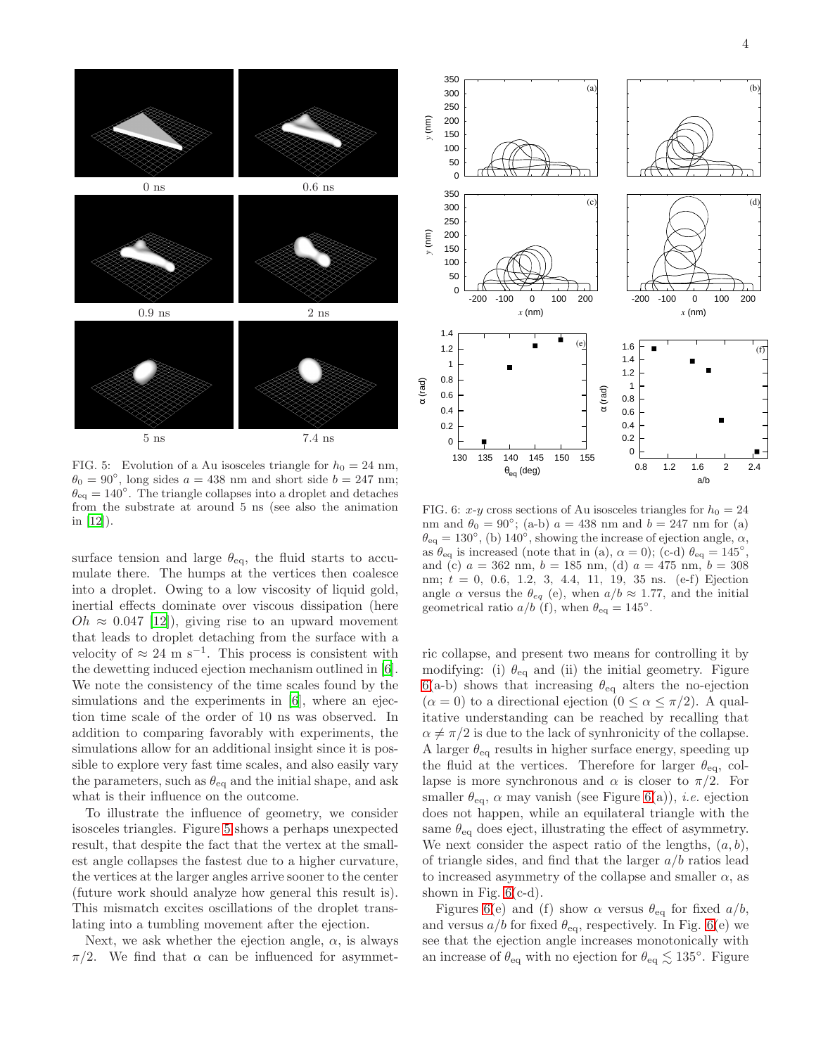0 ns

0.6 ns

0.9 ns

2 ns

5 ns

7.4 ns

FIG. 5: Evolution of a Au isosceles triangle for $h_0 = 24$ nm, $\theta_0 = 90^\circ$, long sides $a = 438$ nm and short side $b = 247$ nm; $\theta_{\rm eq} = 140^\circ$. The triangle collapses into a droplet and detaches from the substrate at around 5 ns (see also the animation in [12]).

(a)

(b)

(c)

(d)

$y$ (nm)

$x$ (nm)

350 300 250 200 150 100 50 0

-200 -100 0 100 200

(e)

(f)

α (rad)

$\theta_{eq}$ (deg)

a/b

FIG. 6: $x$-$y$ cross sections of Au isosceles triangles for $h_0 = 24$ nm and $\theta_0 = 90^\circ$; (a-b) $a = 438$ nm and $b = 247$ nm for (a) $\theta_{\rm eq} = 130^\circ$, (b) $140^\circ$, showing the increase of ejection angle, $\alpha$, as $\theta_{\rm eq}$ is increased (note that in (a), $\alpha = 0$); (c-d) $\theta_{\rm eq} = 145^\circ$, and (c) $a = 362$ nm, $b = 185$ nm, (d) $a = 475$ nm, $b = 308$ nm; $t = 0$, 0.6, 1.2, 3, 4.4, 11, 19, 35 ns. (e-f) Ejection angle $\alpha$ versus the $\theta_{eq}$ (e), when $a/b \approx 1.77$, and the initial geometrical ratio $a/b$ (f), when $\theta_{\rm eq} = 145^\circ$.

surface tension and large $\theta_{\rm eq}$, the fluid starts to accumulate there. The humps at the vertices then coalesce into a droplet. Owing to a low viscosity of liquid gold, inertial effects dominate over viscous dissipation (here $Oh \approx 0.047$ [12]), giving rise to an upward movement that leads to droplet detaching from the surface with a velocity of $\approx 24$ m s$^{-1}$. This process is consistent with the dewetting induced ejection mechanism outlined in [6]. We note the consistency of the time scales found by the simulations and the experiments in [6], where an ejection time scale of the order of 10 ns was observed. In addition to comparing favorably with experiments, the simulations allow for an additional insight since it is possible to explore very fast time scales, and also easily vary the parameters, such as $\theta_{\rm eq}$ and the initial shape, and ask what is their influence on the outcome.

To illustrate the influence of geometry, we consider isosceles triangles. Figure 5 shows a perhaps unexpected result, that despite the fact that the vertex at the smallest angle collapses the fastest due to a higher curvature, the vertices at the larger angles arrive sooner to the center (future work should analyze how general this result is). This mismatch excites oscillations of the droplet translating into a tumbling movement after the ejection.

Next, we ask whether the ejection angle, $\alpha$, is always $\pi/2$. We find that $\alpha$ can be influenced for asymmetric collapse, and present two means for controlling it by modifying: (i) $\theta_{\rm eq}$ and (ii) the initial geometry. Figure 6(a-b) shows that increasing $\theta_{\rm eq}$ alters the no-ejection ($\alpha = 0$) to a directional ejection ($0 \leq \alpha \leq \pi/2$). A qualitative understanding can be reached by recalling that $\alpha \neq \pi/2$ is due to the lack of synhronicity of the collapse. A larger $\theta_{\rm eq}$ results in higher surface energy, speeding up the fluid at the vertices. Therefore for larger $\theta_{\rm eq}$, collapse is more synchronous and $\alpha$ is closer to $\pi/2$. For smaller $\theta_{\rm eq}$, $\alpha$ may vanish (see Figure 6(a)), *i.e.* ejection does not happen, while an equilateral triangle with the same $\theta_{\rm eq}$ does eject, illustrating the effect of asymmetry. We next consider the aspect ratio of the lengths, $(a, b)$, of triangle sides, and find that the larger $a/b$ ratios lead to increased asymmetry of the collapse and smaller $\alpha$, as shown in Fig. 6(c-d).

Figures 6(e) and (f) show $\alpha$ versus $\theta_{\rm eq}$ for fixed $a/b$, and versus $a/b$ for fixed $\theta_{\rm eq}$, respectively. In Fig. 6(e) we see that the ejection angle increases monotonically with an increase of $\theta_{\rm eq}$ with no ejection for $\theta_{\rm eq} \lesssim 135^\circ$. Figure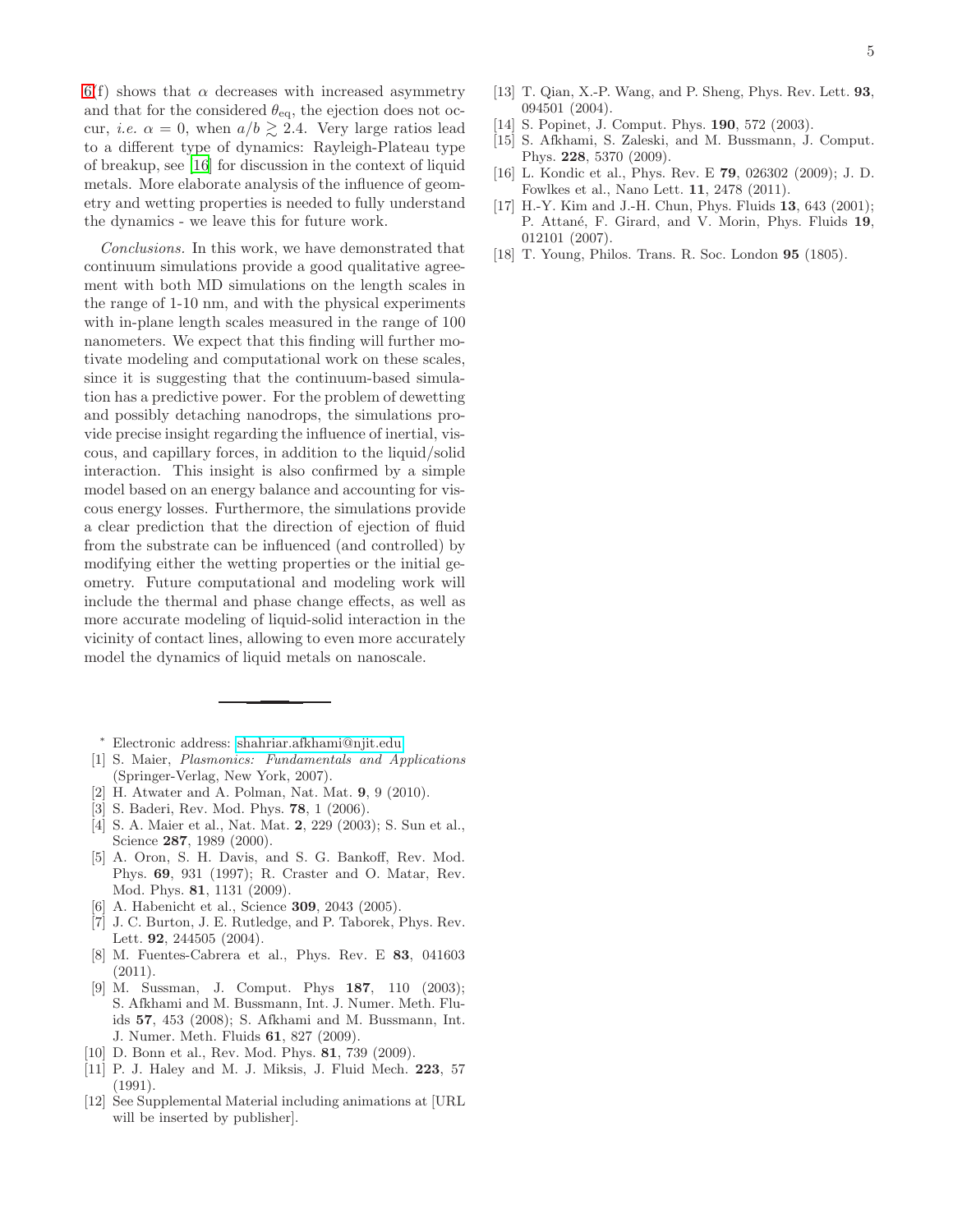6(f) shows that $\alpha$ decreases with increased asymmetry and that for the considered $\theta_{\text{eq}}$, the ejection does not occur, *i.e.* $\alpha = 0$, when $a/b \gtrsim 2.4$. Very large ratios lead to a different type of dynamics: Rayleigh-Plateau type of breakup, see [16] for discussion in the context of liquid metals. More elaborate analysis of the influence of geometry and wetting properties is needed to fully understand the dynamics - we leave this for future work.

*Conclusions.* In this work, we have demonstrated that continuum simulations provide a good qualitative agreement with both MD simulations on the length scales in the range of 1-10 nm, and with the physical experiments with in-plane length scales measured in the range of 100 nanometers. We expect that this finding will further motivate modeling and computational work on these scales, since it is suggesting that the continuum-based simulation has a predictive power. For the problem of dewetting and possibly detaching nanodrops, the simulations provide precise insight regarding the influence of inertial, viscous, and capillary forces, in addition to the liquid/solid interaction. This insight is also confirmed by a simple model based on an energy balance and accounting for viscous energy losses. Furthermore, the simulations provide a clear prediction that the direction of ejection of fluid from the substrate can be influenced (and controlled) by modifying either the wetting properties or the initial geometry. Future computational and modeling work will include the thermal and phase change effects, as well as more accurate modeling of liquid-solid interaction in the vicinity of contact lines, allowing to even more accurately model the dynamics of liquid metals on nanoscale.

---

\* Electronic address: shahriar.afkhami@njit.edu

[1] S. Maier, *Plasmonics: Fundamentals and Applications* (Springer-Verlag, New York, 2007).

[2] H. Atwater and A. Polman, Nat. Mat. **9**, 9 (2010).

[3] S. Baderi, Rev. Mod. Phys. **78**, 1 (2006).

[4] S. A. Maier et al., Nat. Mat. **2**, 229 (2003); S. Sun et al., Science **287**, 1989 (2000).

[5] A. Oron, S. H. Davis, and S. G. Bankoff, Rev. Mod. Phys. **69**, 931 (1997); R. Craster and O. Matar, Rev. Mod. Phys. **81**, 1131 (2009).

[6] A. Habenicht et al., Science **309**, 2043 (2005).

[7] J. C. Burton, J. E. Rutledge, and P. Taborek, Phys. Rev. Lett. **92**, 244505 (2004).

[8] M. Fuentes-Cabrera et al., Phys. Rev. E **83**, 041603 (2011).

[9] M. Sussman, J. Comput. Phys **187**, 110 (2003); S. Afkhami and M. Bussmann, Int. J. Numer. Meth. Fluids **57**, 453 (2008); S. Afkhami and M. Bussmann, Int. J. Numer. Meth. Fluids **61**, 827 (2009).

[10] D. Bonn et al., Rev. Mod. Phys. **81**, 739 (2009).

[11] P. J. Haley and M. J. Miksis, J. Fluid Mech. **223**, 57 (1991).

[12] See Supplemental Material including animations at [URL will be inserted by publisher].

[13] T. Qian, X.-P. Wang, and P. Sheng, Phys. Rev. Lett. **93**, 094501 (2004).

[14] S. Popinet, J. Comput. Phys. **190**, 572 (2003).

[15] S. Afkhami, S. Zaleski, and M. Bussmann, J. Comput. Phys. **228**, 5370 (2009).

[16] L. Kondic et al., Phys. Rev. E **79**, 026302 (2009); J. D. Fowlkes et al., Nano Lett. **11**, 2478 (2011).

[17] H.-Y. Kim and J.-H. Chun, Phys. Fluids **13**, 643 (2001); P. Attané, F. Girard, and V. Morin, Phys. Fluids **19**, 012101 (2007).

[18] T. Young, Philos. Trans. R. Soc. London **95** (1805).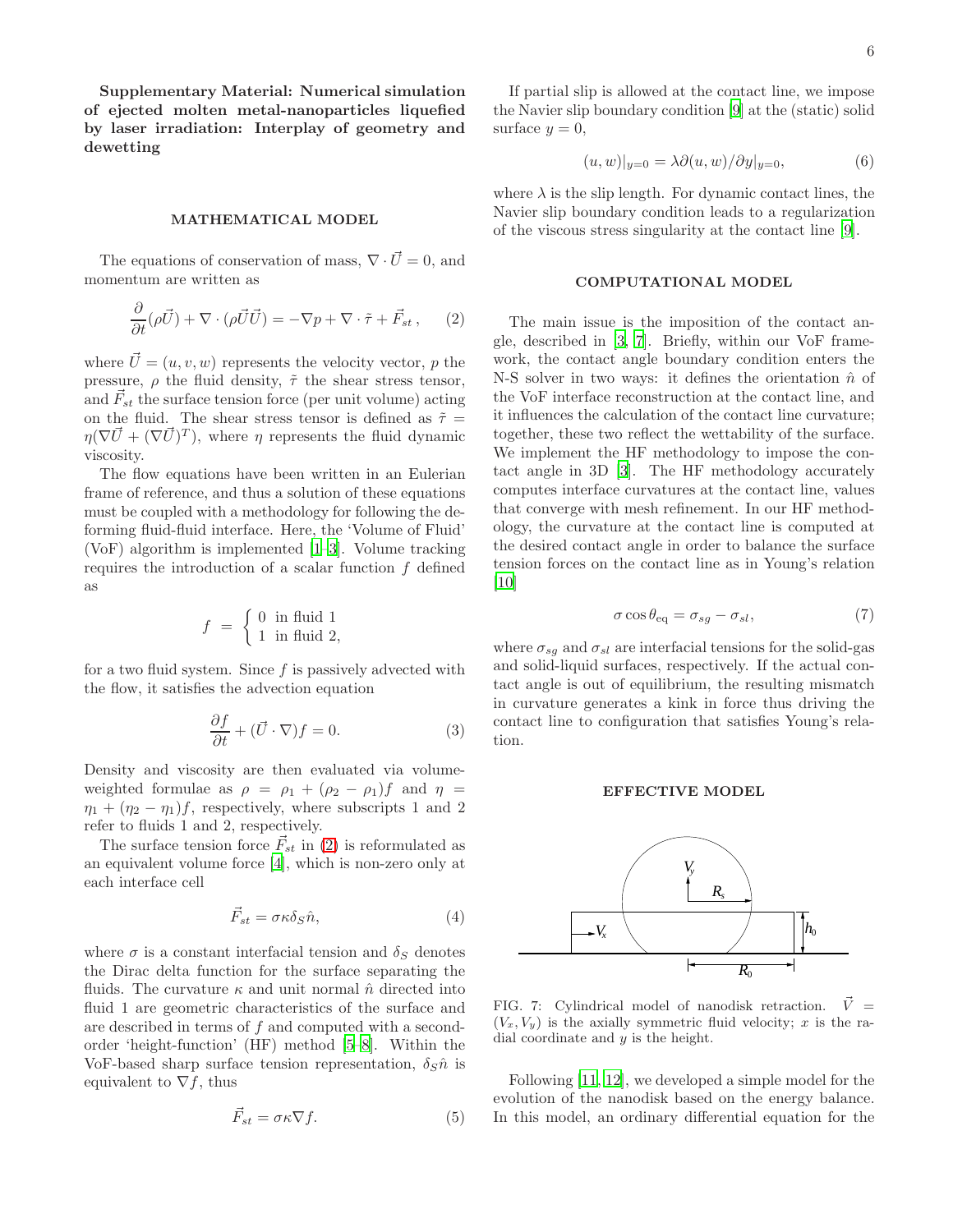**Supplementary Material: Numerical simulation of ejected molten metal-nanoparticles liquefied by laser irradiation: Interplay of geometry and dewetting**

## MATHEMATICAL MODEL

The equations of conservation of mass, $\nabla \cdot \vec{U} = 0$, and momentum are written as

$$\frac{\partial}{\partial t}(\rho \vec{U}) + \nabla \cdot (\rho \vec{U}\vec{U}) = -\nabla p + \nabla \cdot \tilde{\tau} + \vec{F}_{st}\,, \qquad (2)$$

where $\vec{U} = (u, v, w)$ represents the velocity vector, $p$ the pressure, $\rho$ the fluid density, $\tilde{\tau}$ the shear stress tensor, and $\vec{F}_{st}$ the surface tension force (per unit volume) acting on the fluid. The shear stress tensor is defined as $\tilde{\tau} = \eta(\nabla\vec{U} + (\nabla\vec{U})^T)$, where $\eta$ represents the fluid dynamic viscosity.

The flow equations have been written in an Eulerian frame of reference, and thus a solution of these equations must be coupled with a methodology for following the deforming fluid-fluid interface. Here, the 'Volume of Fluid' (VoF) algorithm is implemented [1–3]. Volume tracking requires the introduction of a scalar function $f$ defined as

$$f \;=\; \begin{cases} 0 & \text{in fluid 1} \\ 1 & \text{in fluid 2,} \end{cases}$$

for a two fluid system. Since $f$ is passively advected with the flow, it satisfies the advection equation

$$\frac{\partial f}{\partial t} + (\vec{U} \cdot \nabla) f = 0. \qquad (3)$$

Density and viscosity are then evaluated via volume-weighted formulae as $\rho = \rho_1 + (\rho_2 - \rho_1)f$ and $\eta = \eta_1 + (\eta_2 - \eta_1)f$, respectively, where subscripts 1 and 2 refer to fluids 1 and 2, respectively.

The surface tension force $\vec{F}_{st}$ in (2) is reformulated as an equivalent volume force [4], which is non-zero only at each interface cell

$$\vec{F}_{st} = \sigma\kappa\delta_S\hat{n}, \qquad (4)$$

where $\sigma$ is a constant interfacial tension and $\delta_S$ denotes the Dirac delta function for the surface separating the fluids. The curvature $\kappa$ and unit normal $\hat{n}$ directed into fluid 1 are geometric characteristics of the surface and are described in terms of $f$ and computed with a second-order 'height-function' (HF) method [5–8]. Within the VoF-based sharp surface tension representation, $\delta_S\hat{n}$ is equivalent to $\nabla f$, thus

$$\vec{F}_{st} = \sigma\kappa\nabla f. \qquad (5)$$

If partial slip is allowed at the contact line, we impose the Navier slip boundary condition [9] at the (static) solid surface $y = 0$,

$$(u, w)|_{y=0} = \lambda\partial(u, w)/\partial y|_{y=0}, \qquad (6)$$

where $\lambda$ is the slip length. For dynamic contact lines, the Navier slip boundary condition leads to a regularization of the viscous stress singularity at the contact line [9].

## COMPUTATIONAL MODEL

The main issue is the imposition of the contact angle, described in [3, 7]. Briefly, within our VoF framework, the contact angle boundary condition enters the N-S solver in two ways: it defines the orientation $\hat{n}$ of the VoF interface reconstruction at the contact line, and it influences the calculation of the contact line curvature; together, these two reflect the wettability of the surface. We implement the HF methodology to impose the contact angle in 3D [3]. The HF methodology accurately computes interface curvatures at the contact line, values that converge with mesh refinement. In our HF methodology, the curvature at the contact line is computed at the desired contact angle in order to balance the surface tension forces on the contact line as in Young's relation [10]

$$\sigma\cos\theta_{\rm eq} = \sigma_{sg} - \sigma_{sl}, \qquad (7)$$

where $\sigma_{sg}$ and $\sigma_{sl}$ are interfacial tensions for the solid-gas and solid-liquid surfaces, respectively. If the actual contact angle is out of equilibrium, the resulting mismatch in curvature generates a kink in force thus driving the contact line to configuration that satisfies Young's relation.

## EFFECTIVE MODEL

$V_y$

$R_s$

$V_x$

$h_0$

$R_0$

FIG. 7: Cylindrical model of nanodisk retraction. $\vec{V} = (V_x, V_y)$ is the axially symmetric fluid velocity; $x$ is the radial coordinate and $y$ is the height.

Following [11, 12], we developed a simple model for the evolution of the nanodisk based on the energy balance. In this model, an ordinary differential equation for the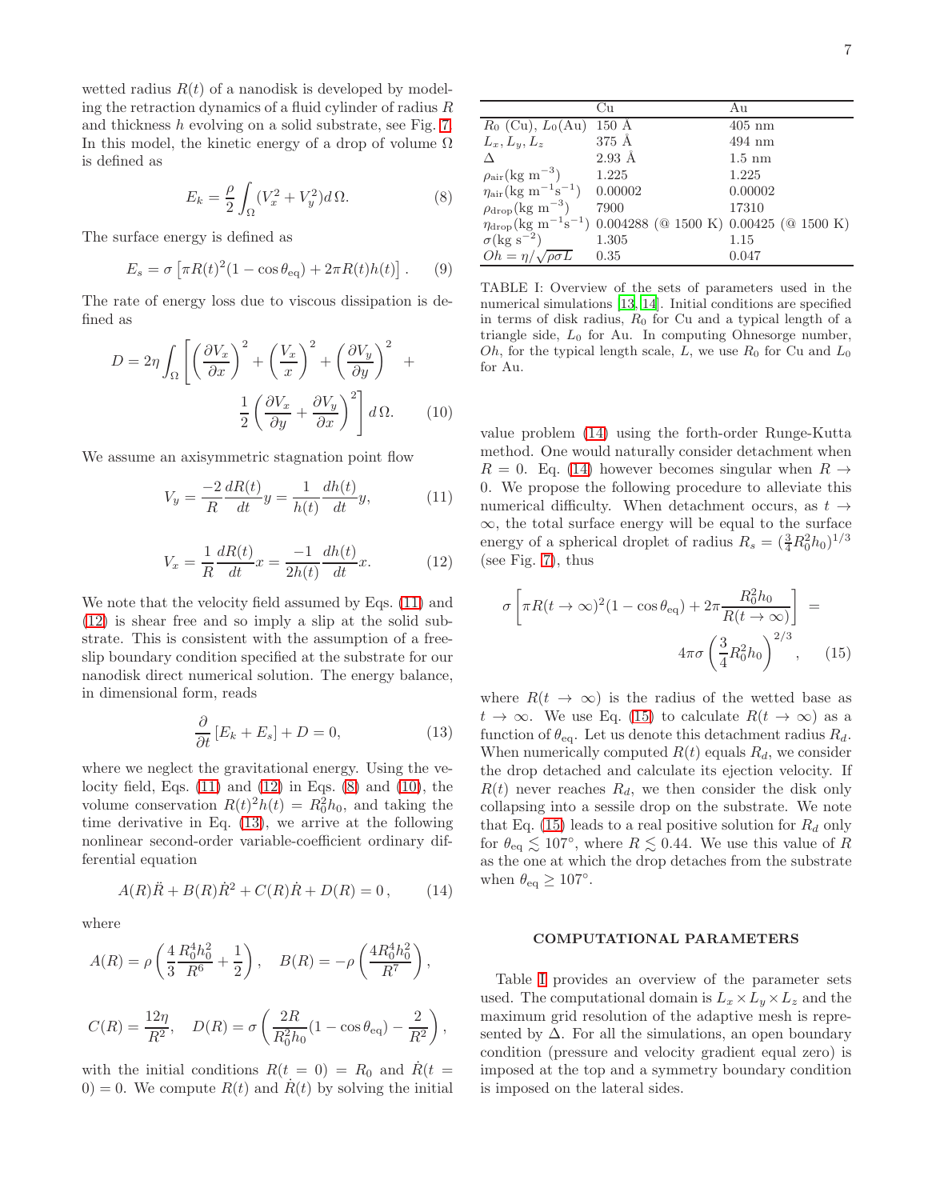wetted radius $R(t)$ of a nanodisk is developed by modeling the retraction dynamics of a fluid cylinder of radius $R$ and thickness $h$ evolving on a solid substrate, see Fig. 7. In this model, the kinetic energy of a drop of volume $\Omega$ is defined as

$$E_k = \frac{\rho}{2} \int_\Omega (V_x^2 + V_y^2) d\,\Omega. \tag{8}$$

The surface energy is defined as

$$E_s = \sigma \left[\pi R(t)^2 (1 - \cos\theta_{\rm eq}) + 2\pi R(t) h(t)\right]. \tag{9}$$

The rate of energy loss due to viscous dissipation is defined as

$$D = 2\eta \int_\Omega \left[ \left(\frac{\partial V_x}{\partial x}\right)^2 + \left(\frac{V_x}{x}\right)^2 + \left(\frac{\partial V_y}{\partial y}\right)^2 + \frac{1}{2}\left(\frac{\partial V_x}{\partial y} + \frac{\partial V_y}{\partial x}\right)^2 \right] d\,\Omega. \tag{10}$$

We assume an axisymmetric stagnation point flow

$$V_y = \frac{-2}{R}\frac{dR(t)}{dt} y = \frac{1}{h(t)}\frac{dh(t)}{dt} y, \tag{11}$$

$$V_x = \frac{1}{R}\frac{dR(t)}{dt} x = \frac{-1}{2h(t)}\frac{dh(t)}{dt} x. \tag{12}$$

We note that the velocity field assumed by Eqs. (11) and (12) is shear free and so imply a slip at the solid substrate. This is consistent with the assumption of a free-slip boundary condition specified at the substrate for our nanodisk direct numerical solution. The energy balance, in dimensional form, reads

$$\frac{\partial}{\partial t}\left[E_k + E_s\right] + D = 0, \tag{13}$$

where we neglect the gravitational energy. Using the velocity field, Eqs. (11) and (12) in Eqs. (8) and (10), the volume conservation $R(t)^2 h(t) = R_0^2 h_0$, and taking the time derivative in Eq. (13), we arrive at the following nonlinear second-order variable-coefficient ordinary differential equation

$$A(R)\ddot{R} + B(R)\dot{R}^2 + C(R)\dot{R} + D(R) = 0\,, \tag{14}$$

where

$$A(R) = \rho\left(\frac{4}{3}\frac{R_0^4 h_0^2}{R^6} + \frac{1}{2}\right), \quad B(R) = -\rho\left(\frac{4R_0^4 h_0^2}{R^7}\right),$$

$$C(R) = \frac{12\eta}{R^2}, \quad D(R) = \sigma\left(\frac{2R}{R_0^2 h_0}(1 - \cos\theta_{\rm eq}) - \frac{2}{R^2}\right),$$

with the initial conditions $R(t = 0) = R_0$ and $\dot{R}(t = 0) = 0$. We compute $R(t)$ and $\dot{R}(t)$ by solving the initial value problem (14) using the forth-order Runge-Kutta method. One would naturally consider detachment when $R = 0$. Eq. (14) however becomes singular when $R \to 0$. We propose the following procedure to alleviate this numerical difficulty. When detachment occurs, as $t \to \infty$, the total surface energy will be equal to the surface energy of a spherical droplet of radius $R_s = (\frac{3}{4}R_0^2 h_0)^{1/3}$ (see Fig. 7), thus

$$\sigma\left[\pi R(t\to\infty)^2(1 - \cos\theta_{\rm eq}) + 2\pi\frac{R_0^2 h_0}{R(t\to\infty)}\right] = 4\pi\sigma\left(\frac{3}{4}R_0^2 h_0\right)^{2/3}, \tag{15}$$

where $R(t \to \infty)$ is the radius of the wetted base as $t \to \infty$. We use Eq. (15) to calculate $R(t \to \infty)$ as a function of $\theta_{\rm eq}$. Let us denote this detachment radius $R_d$. When numerically computed $R(t)$ equals $R_d$, we consider the drop detached and calculate its ejection velocity. If $R(t)$ never reaches $R_d$, we then consider the disk only collapsing into a sessile drop on the substrate. We note that Eq. (15) leads to a real positive solution for $R_d$ only for $\theta_{\rm eq} \lesssim 107^\circ$, where $R \lesssim 0.44$. We use this value of $R$ as the one at which the drop detaches from the substrate when $\theta_{\rm eq} \geq 107^\circ$.

| | Cu | Au |
|---|---|---|
| $R_0$ (Cu), $L_0$(Au) | 150 Å | 405 nm |
| $L_x, L_y, L_z$ | 375 Å | 494 nm |
| $\Delta$ | 2.93 Å | 1.5 nm |
| $\rho_{\rm air}$(kg m$^{-3}$) | 1.225 | 1.225 |
| $\eta_{\rm air}$(kg m$^{-1}$s$^{-1}$) | 0.00002 | 0.00002 |
| $\rho_{\rm drop}$(kg m$^{-3}$) | 7900 | 17310 |
| $\eta_{\rm drop}$(kg m$^{-1}$s$^{-1}$) | 0.004288 (@ 1500 K) | 0.00425 (@ 1500 K) |
| $\sigma$(kg s$^{-2}$) | 1.305 | 1.15 |
| $Oh = \eta/\sqrt{\rho\sigma L}$ | 0.35 | 0.047 |

TABLE I: Overview of the sets of parameters used in the numerical simulations [13, 14]. Initial conditions are specified in terms of disk radius, $R_0$ for Cu and a typical length of a triangle side, $L_0$ for Au. In computing Ohnesorge number, $Oh$, for the typical length scale, $L$, we use $R_0$ for Cu and $L_0$ for Au.

## COMPUTATIONAL PARAMETERS

Table I provides an overview of the parameter sets used. The computational domain is $L_x \times L_y \times L_z$ and the maximum grid resolution of the adaptive mesh is represented by $\Delta$. For all the simulations, an open boundary condition (pressure and velocity gradient equal zero) is imposed at the top and a symmetry boundary condition is imposed on the lateral sides.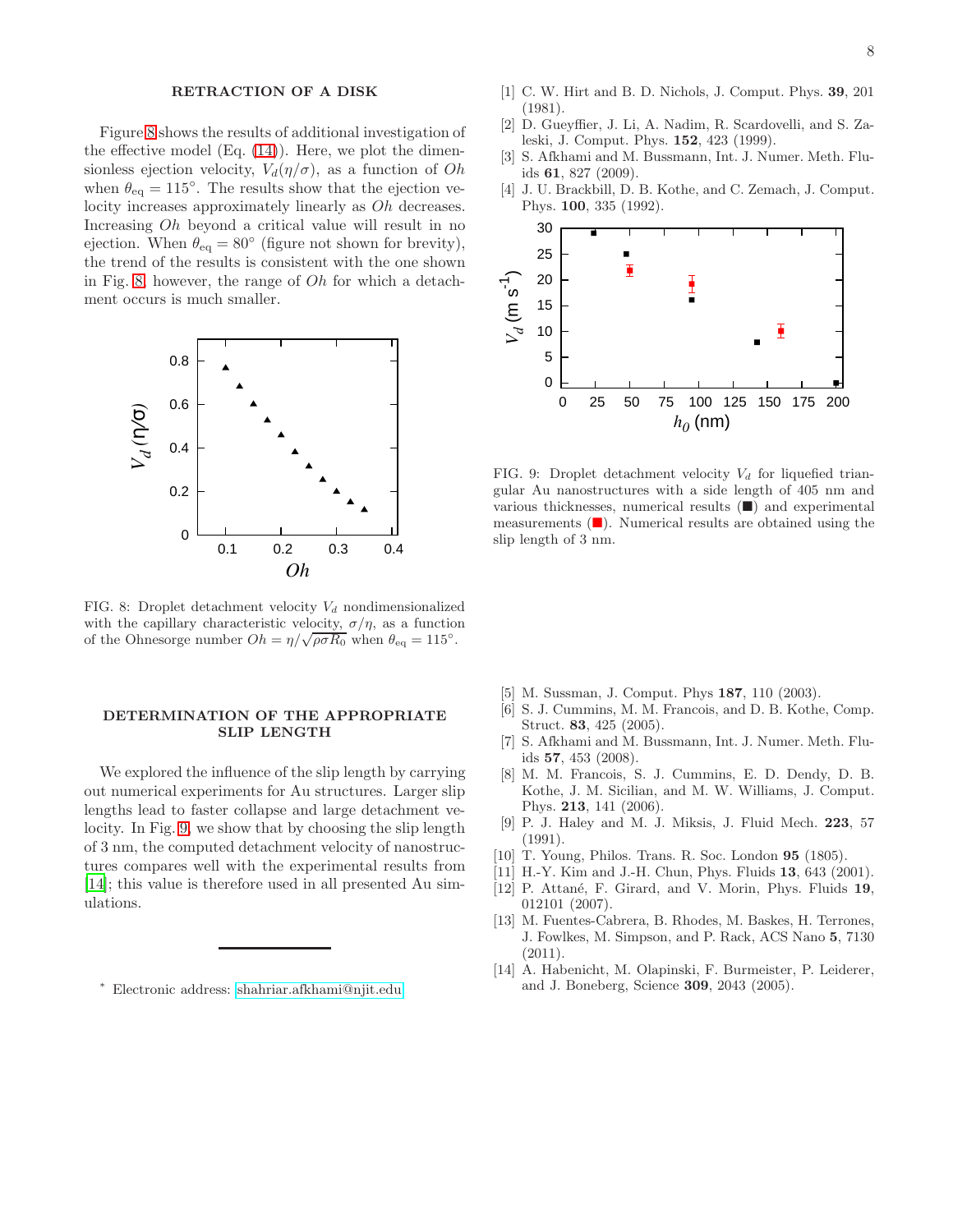## RETRACTION OF A DISK

Figure 8 shows the results of additional investigation of the effective model (Eq. (14)). Here, we plot the dimensionless ejection velocity, $V_d(\eta/\sigma)$, as a function of $Oh$ when $\theta_{\mathrm{eq}} = 115^{\circ}$. The results show that the ejection velocity increases approximately linearly as $Oh$ decreases. Increasing $Oh$ beyond a critical value will result in no ejection. When $\theta_{\mathrm{eq}} = 80^{\circ}$ (figure not shown for brevity), the trend of the results is consistent with the one shown in Fig. 8, however, the range of $Oh$ for which a detachment occurs is much smaller.

$V_d$ (η/σ)

0.8
0.6
0.4
0.2
0

0.1 0.2 0.3 0.4

*Oh*

FIG. 8: Droplet detachment velocity $V_d$ nondimensionalized with the capillary characteristic velocity, $\sigma/\eta$, as a function of the Ohnesorge number $Oh = \eta/\sqrt{\rho\sigma R_0}$ when $\theta_{\mathrm{eq}} = 115^{\circ}$.

## DETERMINATION OF THE APPROPRIATE SLIP LENGTH

We explored the influence of the slip length by carrying out numerical experiments for Au structures. Larger slip lengths lead to faster collapse and large detachment velocity. In Fig. 9, we show that by choosing the slip length of 3 nm, the computed detachment velocity of nanostructures compares well with the experimental results from [14]; this value is therefore used in all presented Au simulations.

\* Electronic address: shahriar.afkhami@njit.edu

[1] C. W. Hirt and B. D. Nichols, J. Comput. Phys. **39**, 201 (1981).

[2] D. Gueyffier, J. Li, A. Nadim, R. Scardovelli, and S. Zaleski, J. Comput. Phys. **152**, 423 (1999).

[3] S. Afkhami and M. Bussmann, Int. J. Numer. Meth. Fluids **61**, 827 (2009).

[4] J. U. Brackbill, D. B. Kothe, and C. Zemach, J. Comput. Phys. **100**, 335 (1992).

$V_d$ (m s$^{-1}$)

30
25
20
15
10
5
0

0 25 50 75 100 125 150 175 200

$h_0$ (nm)

FIG. 9: Droplet detachment velocity $V_d$ for liquefied triangular Au nanostructures with a side length of 405 nm and various thicknesses, numerical results (■) and experimental measurements (■). Numerical results are obtained using the slip length of 3 nm.

[5] M. Sussman, J. Comput. Phys **187**, 110 (2003).

[6] S. J. Cummins, M. M. Francois, and D. B. Kothe, Comp. Struct. **83**, 425 (2005).

[7] S. Afkhami and M. Bussmann, Int. J. Numer. Meth. Fluids **57**, 453 (2008).

[8] M. M. Francois, S. J. Cummins, E. D. Dendy, D. B. Kothe, J. M. Sicilian, and M. W. Williams, J. Comput. Phys. **213**, 141 (2006).

[9] P. J. Haley and M. J. Miksis, J. Fluid Mech. **223**, 57 (1991).

[10] T. Young, Philos. Trans. R. Soc. London **95** (1805).

[11] H.-Y. Kim and J.-H. Chun, Phys. Fluids **13**, 643 (2001).

[12] P. Attané, F. Girard, and V. Morin, Phys. Fluids **19**, 012101 (2007).

[13] M. Fuentes-Cabrera, B. Rhodes, M. Baskes, H. Terrones, J. Fowlkes, M. Simpson, and P. Rack, ACS Nano **5**, 7130 (2011).

[14] A. Habenicht, M. Olapinski, F. Burmeister, P. Leiderer, and J. Boneberg, Science **309**, 2043 (2005).